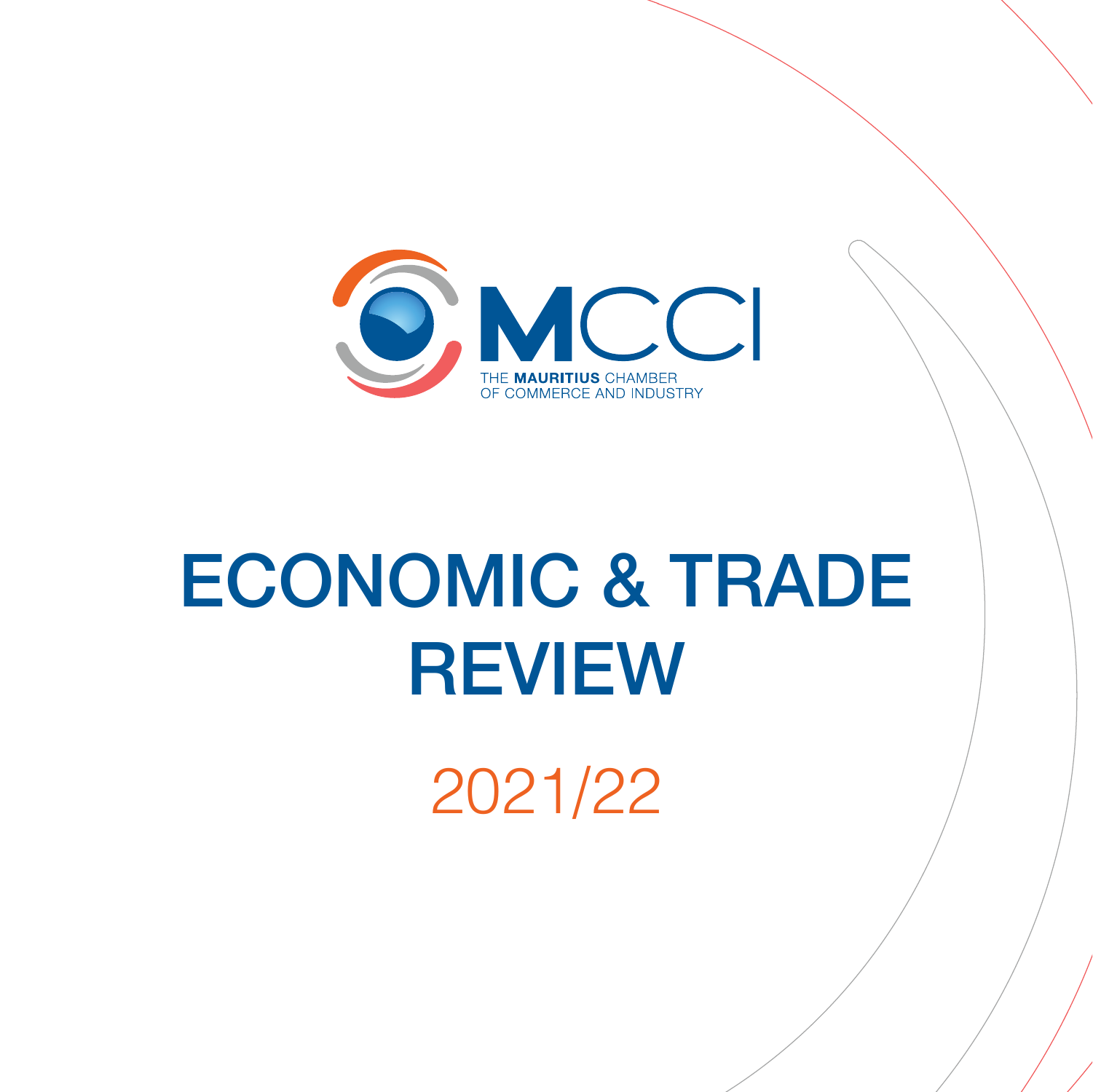MCCI

THE **MAURITIUS** CHAMBER OF COMMERCE AND INDUSTRY

# ECONOMIC & TRADE REVIEW

2021/22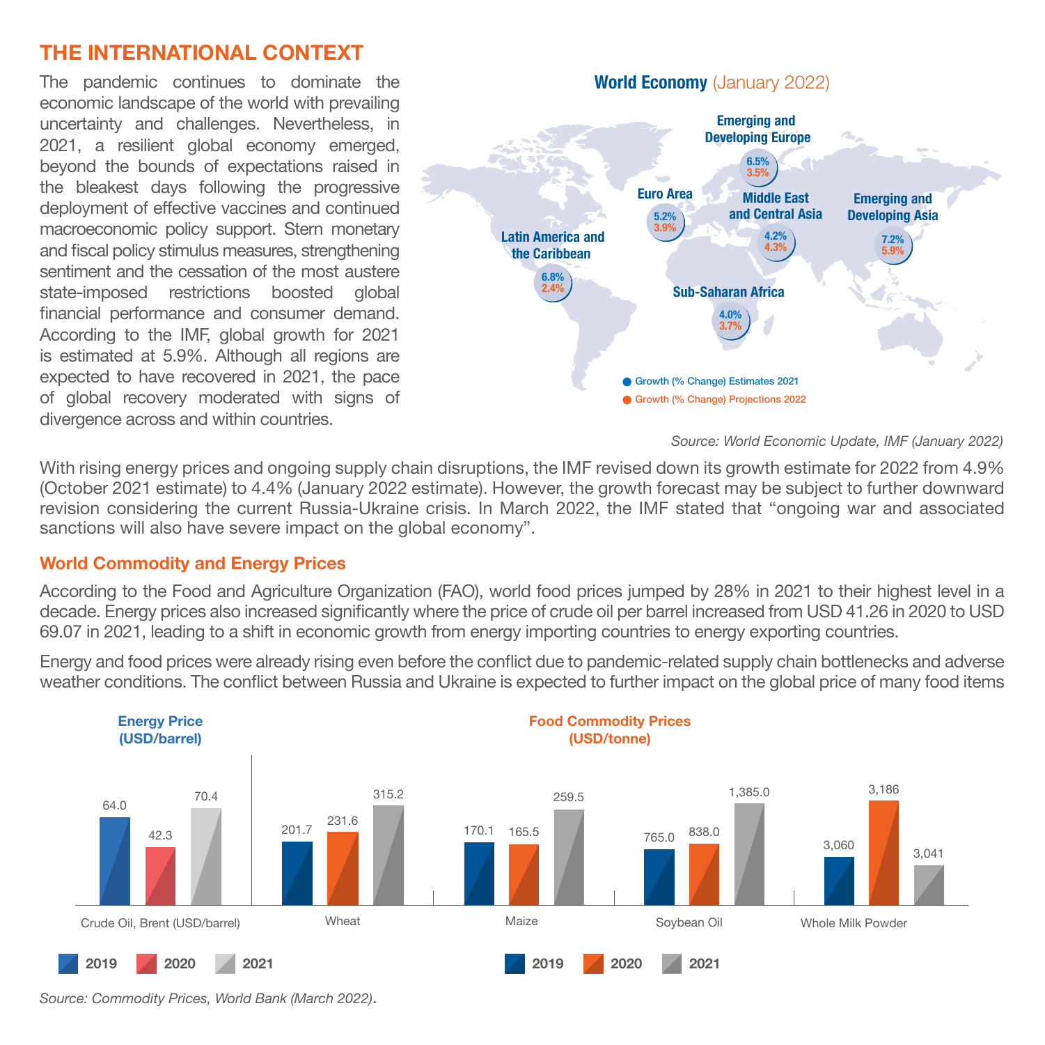## THE INTERNATIONAL CONTEXT

The pandemic continues to dominate the economic landscape of the world with prevailing uncertainty and challenges. Nevertheless, in 2021, a resilient global economy emerged, beyond the bounds of expectations raised in the bleakest days following the progressive deployment of effective vaccines and continued macroeconomic policy support. Stern monetary and fiscal policy stimulus measures, strengthening sentiment and the cessation of the most austere state-imposed restrictions boosted global financial performance and consumer demand. According to the IMF, global growth for 2021 is estimated at 5.9%. Although all regions are expected to have recovered in 2021, the pace of global recovery moderated with signs of divergence across and within countries.

**World Economy** (January 2022)

| Region | Growth (% Change) Estimates 2021 | Growth (% Change) Projections 2022 |
|---|---|---|
| Emerging and Developing Europe | 6.5% | 3.5% |
| Euro Area | 5.2% | 3.9% |
| Middle East and Central Asia | 4.2% | 4.3% |
| Emerging and Developing Asia | 7.2% | 5.9% |
| Latin America and the Caribbean | 6.8% | 2.4% |
| Sub-Saharan Africa | 4.0% | 3.7% |

*Source: World Economic Update, IMF (January 2022)*

With rising energy prices and ongoing supply chain disruptions, the IMF revised down its growth estimate for 2022 from 4.9% (October 2021 estimate) to 4.4% (January 2022 estimate). However, the growth forecast may be subject to further downward revision considering the current Russia-Ukraine crisis. In March 2022, the IMF stated that "ongoing war and associated sanctions will also have severe impact on the global economy".

### World Commodity and Energy Prices

According to the Food and Agriculture Organization (FAO), world food prices jumped by 28% in 2021 to their highest level in a decade. Energy prices also increased significantly where the price of crude oil per barrel increased from USD 41.26 in 2020 to USD 69.07 in 2021, leading to a shift in economic growth from energy importing countries to energy exporting countries.

Energy and food prices were already rising even before the conflict due to pandemic-related supply chain bottlenecks and adverse weather conditions. The conflict between Russia and Ukraine is expected to further impact on the global price of many food items

**Energy Price (USD/barrel)**

| | 2019 | 2020 | 2021 |
|---|---|---|---|
| Crude Oil, Brent (USD/barrel) | 64.0 | 42.3 | 70.4 |

**Food Commodity Prices (USD/tonne)**

| | 2019 | 2020 | 2021 |
|---|---|---|---|
| Wheat | 201.7 | 231.6 | 315.2 |
| Maize | 170.1 | 165.5 | 259.5 |
| Soybean Oil | 765.0 | 838.0 | 1,385.0 |
| Whole Milk Powder | 3,060 | 3,186 | 3,041 |

*Source: Commodity Prices, World Bank (March 2022).*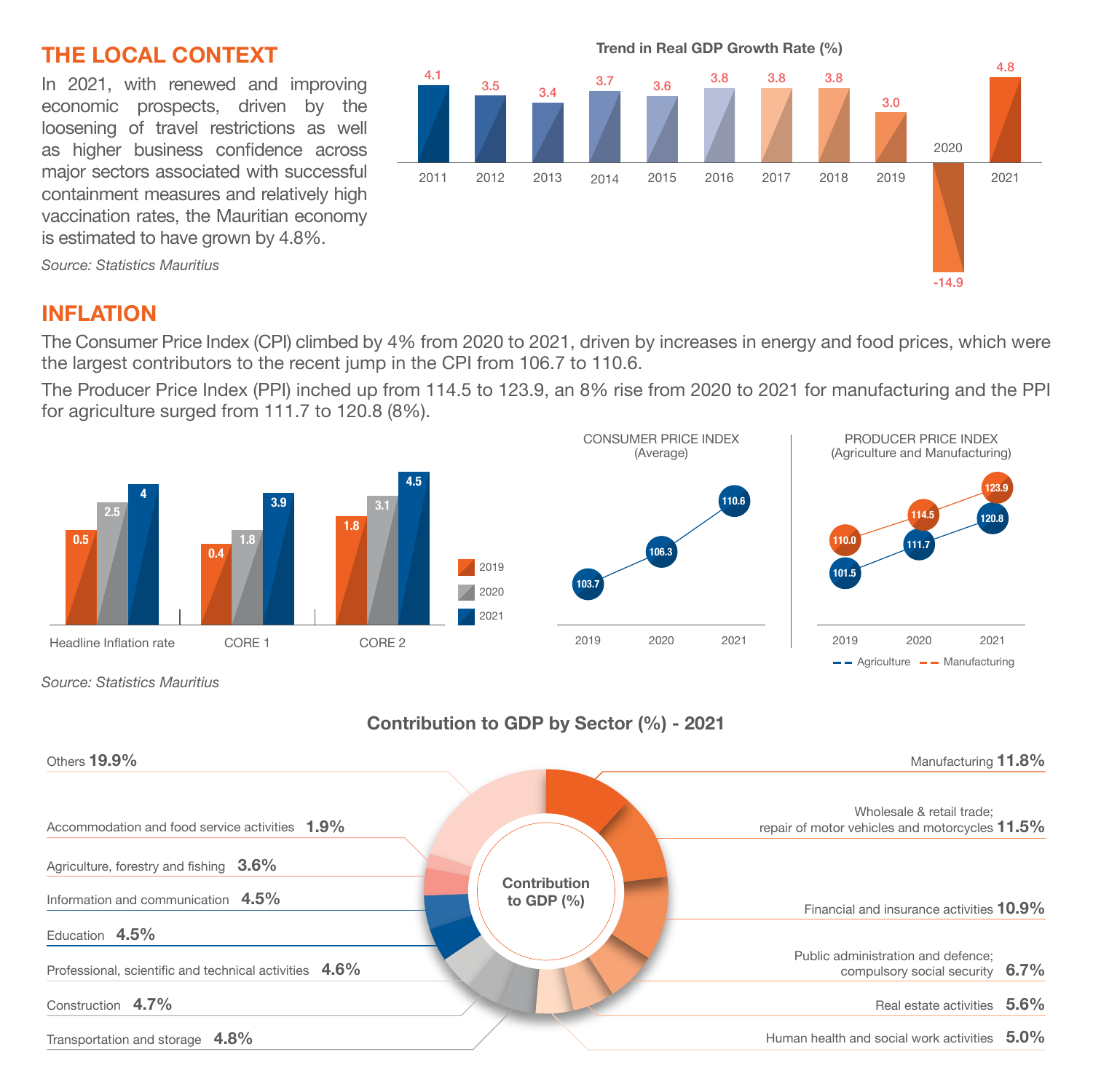## THE LOCAL CONTEXT

In 2021, with renewed and improving economic prospects, driven by the loosening of travel restrictions as well as higher business confidence across major sectors associated with successful containment measures and relatively high vaccination rates, the Mauritian economy is estimated to have grown by 4.8%.

*Source: Statistics Mauritius*

**Trend in Real GDP Growth Rate (%)**

| 2011 | 2012 | 2013 | 2014 | 2015 | 2016 | 2017 | 2018 | 2019 | 2020 | 2021 |
|---|---|---|---|---|---|---|---|---|---|---|
| 4.1 | 3.5 | 3.4 | 3.7 | 3.6 | 3.8 | 3.8 | 3.8 | 3.0 | -14.9 | 4.8 |

## INFLATION

The Consumer Price Index (CPI) climbed by 4% from 2020 to 2021, driven by increases in energy and food prices, which were the largest contributors to the recent jump in the CPI from 106.7 to 110.6.

The Producer Price Index (PPI) inched up from 114.5 to 123.9, an 8% rise from 2020 to 2021 for manufacturing and the PPI for agriculture surged from 111.7 to 120.8 (8%).

| | 2019 | 2020 | 2021 |
|---|---|---|---|
| Headline Inflation rate | 0.5 | 2.5 | 4 |
| CORE 1 | 0.4 | 1.8 | 3.9 |
| CORE 2 | 1.8 | 3.1 | 4.5 |

**CONSUMER PRICE INDEX (Average)**

| 2019 | 2020 | 2021 |
|---|---|---|
| 103.7 | 106.3 | 110.6 |

**PRODUCER PRICE INDEX (Agriculture and Manufacturing)**

| | 2019 | 2020 | 2021 |
|---|---|---|---|
| Agriculture | 101.5 | 111.7 | 120.8 |
| Manufacturing | 110.0 | 114.5 | 123.9 |

*Source: Statistics Mauritius*

**Contribution to GDP by Sector (%) - 2021**

| Sector | % |
|---|---|
| Manufacturing | 11.8% |
| Wholesale & retail trade; repair of motor vehicles and motorcycles | 11.5% |
| Financial and insurance activities | 10.9% |
| Public administration and defence; compulsory social security | 6.7% |
| Real estate activities | 5.6% |
| Human health and social work activities | 5.0% |
| Transportation and storage | 4.8% |
| Construction | 4.7% |
| Professional, scientific and technical activities | 4.6% |
| Education | 4.5% |
| Information and communication | 4.5% |
| Agriculture, forestry and fishing | 3.6% |
| Accommodation and food service activities | 1.9% |
| Others | 19.9% |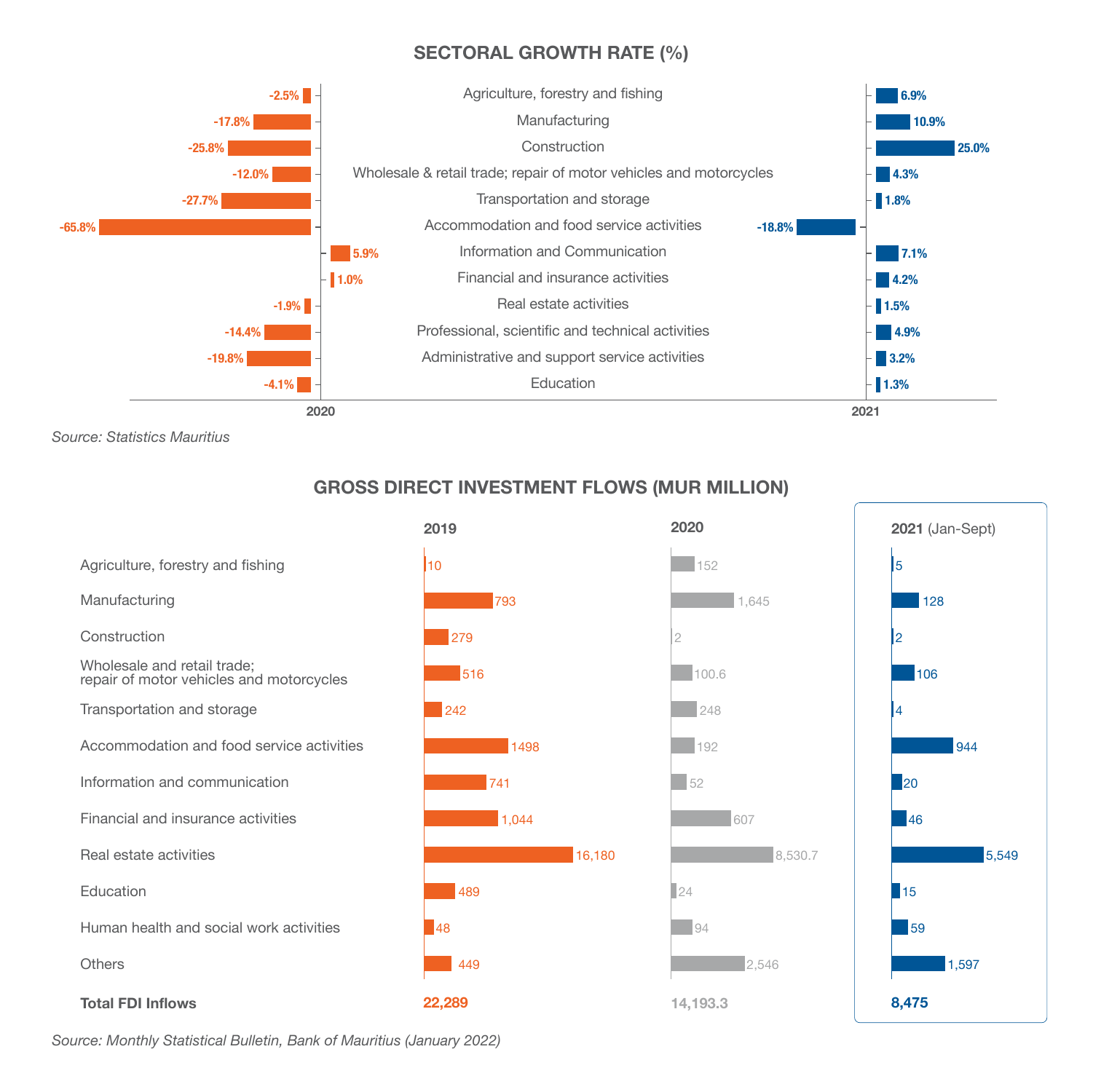## SECTORAL GROWTH RATE (%)

| Sector | 2020 | 2021 |
|---|---|---|
| Agriculture, forestry and fishing | -2.5% | 6.9% |
| Manufacturing | -17.8% | 10.9% |
| Construction | -25.8% | 25.0% |
| Wholesale & retail trade; repair of motor vehicles and motorcycles | -12.0% | 4.3% |
| Transportation and storage | -27.7% | 1.8% |
| Accommodation and food service activities | -65.8% | -18.8% |
| Information and Communication | 5.9% | 7.1% |
| Financial and insurance activities | 1.0% | 4.2% |
| Real estate activities | -1.9% | 1.5% |
| Professional, scientific and technical activities | -14.4% | 4.9% |
| Administrative and support service activities | -19.8% | 3.2% |
| Education | -4.1% | 1.3% |

*Source: Statistics Mauritius*

## GROSS DIRECT INVESTMENT FLOWS (MUR MILLION)

| | 2019 | 2020 | 2021 (Jan-Sept) |
|---|---|---|---|
| Agriculture, forestry and fishing | 10 | 152 | 5 |
| Manufacturing | 793 | 1,645 | 128 |
| Construction | 279 | 2 | 2 |
| Wholesale and retail trade; repair of motor vehicles and motorcycles | 516 | 100.6 | 106 |
| Transportation and storage | 242 | 248 | 4 |
| Accommodation and food service activities | 1498 | 192 | 944 |
| Information and communication | 741 | 52 | 20 |
| Financial and insurance activities | 1,044 | 607 | 46 |
| Real estate activities | 16,180 | 8,530.7 | 5,549 |
| Education | 489 | 24 | 15 |
| Human health and social work activities | 48 | 94 | 59 |
| Others | 449 | 2,546 | 1,597 |
| **Total FDI Inflows** | **22,289** | **14,193.3** | **8,475** |

*Source: Monthly Statistical Bulletin, Bank of Mauritius (January 2022)*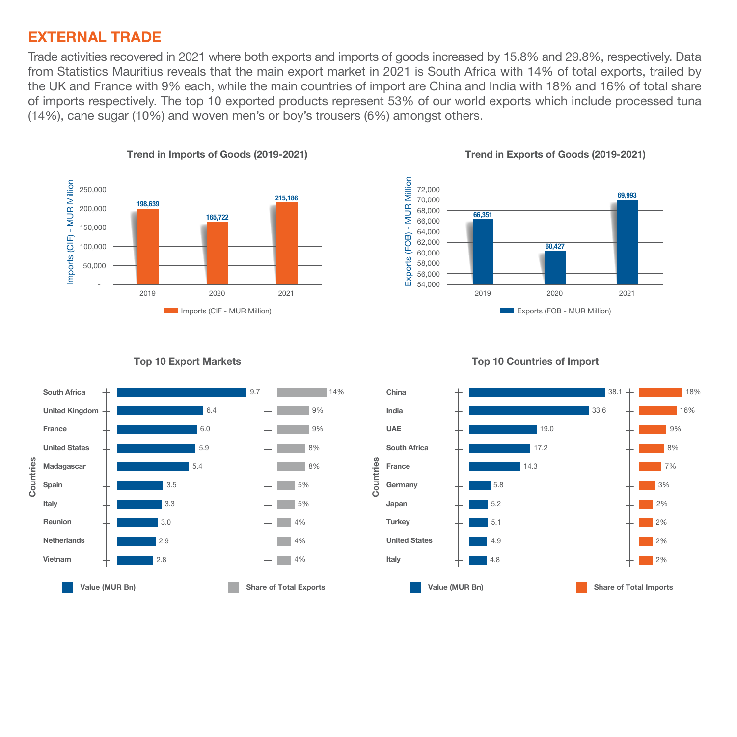## EXTERNAL TRADE

Trade activities recovered in 2021 where both exports and imports of goods increased by 15.8% and 29.8%, respectively. Data from Statistics Mauritius reveals that the main export market in 2021 is South Africa with 14% of total exports, trailed by the UK and France with 9% each, while the main countries of import are China and India with 18% and 16% of total share of imports respectively. The top 10 exported products represent 53% of our world exports which include processed tuna (14%), cane sugar (10%) and woven men's or boy's trousers (6%) amongst others.

**Trend in Imports of Goods (2019-2021)**

| Year | Imports (CIF - MUR Million) |
|---|---|
| 2019 | 198,639 |
| 2020 | 165,722 |
| 2021 | 215,186 |

**Trend in Exports of Goods (2019-2021)**

| Year | Exports (FOB - MUR Million) |
|---|---|
| 2019 | 66,351 |
| 2020 | 60,427 |
| 2021 | 69,993 |

**Top 10 Export Markets**

| Countries | Value (MUR Bn) | Share of Total Exports |
|---|---|---|
| South Africa | 9.7 | 14% |
| United Kingdom | 6.4 | 9% |
| France | 6.0 | 9% |
| United States | 5.9 | 8% |
| Madagascar | 5.4 | 8% |
| Spain | 3.5 | 5% |
| Italy | 3.3 | 5% |
| Reunion | 3.0 | 4% |
| Netherlands | 2.9 | 4% |
| Vietnam | 2.8 | 4% |

**Top 10 Countries of Import**

| Countries | Value (MUR Bn) | Share of Total Imports |
|---|---|---|
| China | 38.1 | 18% |
| India | 33.6 | 16% |
| UAE | 19.0 | 9% |
| South Africa | 17.2 | 8% |
| France | 14.3 | 7% |
| Germany | 5.8 | 3% |
| Japan | 5.2 | 2% |
| Turkey | 5.1 | 2% |
| United States | 4.9 | 2% |
| Italy | 4.8 | 2% |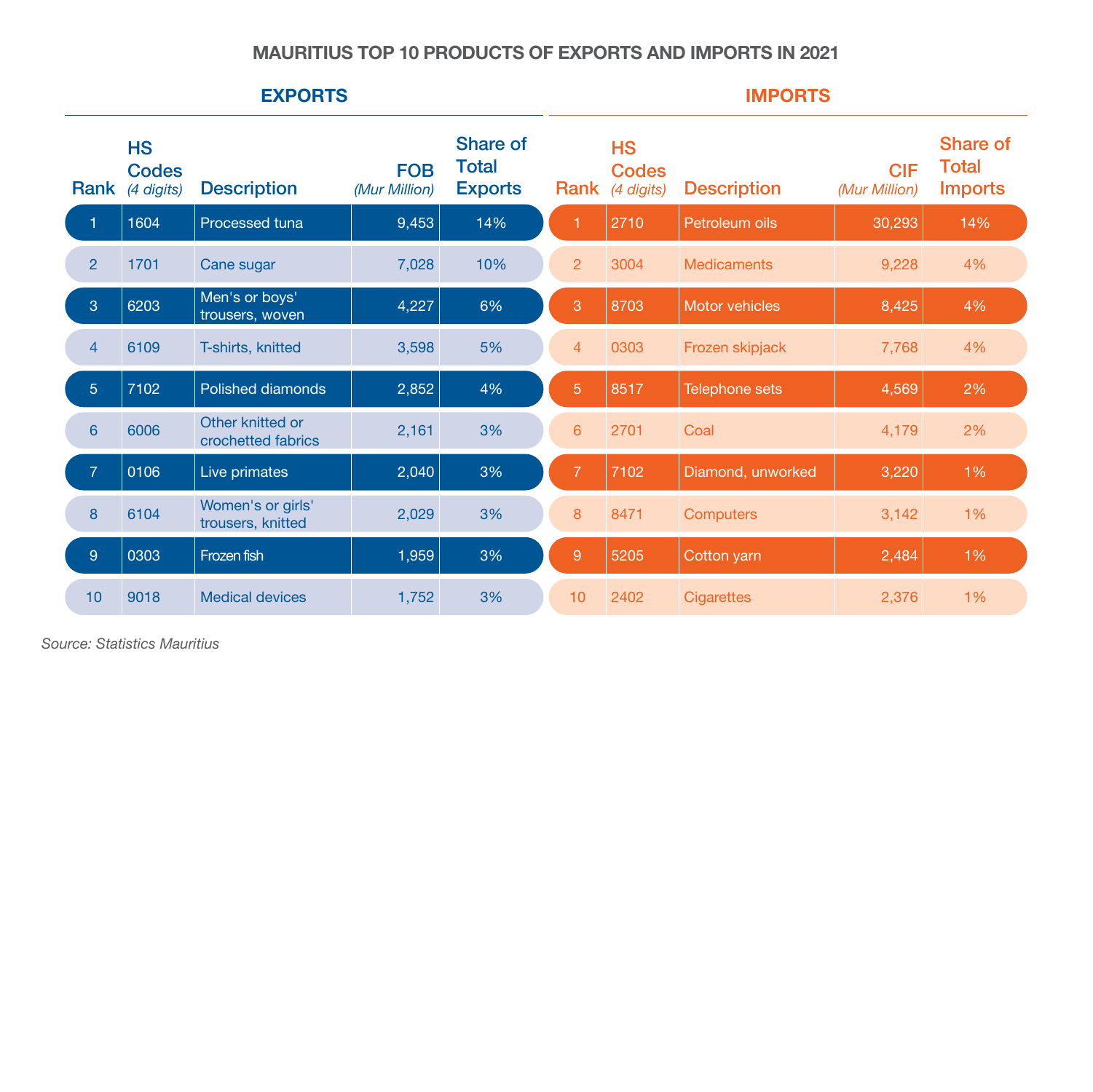# MAURITIUS TOP 10 PRODUCTS OF EXPORTS AND IMPORTS IN 2021

## EXPORTS

| Rank | HS Codes *(4 digits)* | Description | FOB *(Mur Million)* | Share of Total Exports |
|---|---|---|---|---|
| 1 | 1604 | Processed tuna | 9,453 | 14% |
| 2 | 1701 | Cane sugar | 7,028 | 10% |
| 3 | 6203 | Men's or boys' trousers, woven | 4,227 | 6% |
| 4 | 6109 | T-shirts, knitted | 3,598 | 5% |
| 5 | 7102 | Polished diamonds | 2,852 | 4% |
| 6 | 6006 | Other knitted or crochetted fabrics | 2,161 | 3% |
| 7 | 0106 | Live primates | 2,040 | 3% |
| 8 | 6104 | Women's or girls' trousers, knitted | 2,029 | 3% |
| 9 | 0303 | Frozen fish | 1,959 | 3% |
| 10 | 9018 | Medical devices | 1,752 | 3% |

## IMPORTS

| Rank | HS Codes *(4 digits)* | Description | CIF *(Mur Million)* | Share of Total Imports |
|---|---|---|---|---|
| 1 | 2710 | Petroleum oils | 30,293 | 14% |
| 2 | 3004 | Medicaments | 9,228 | 4% |
| 3 | 8703 | Motor vehicles | 8,425 | 4% |
| 4 | 0303 | Frozen skipjack | 7,768 | 4% |
| 5 | 8517 | Telephone sets | 4,569 | 2% |
| 6 | 2701 | Coal | 4,179 | 2% |
| 7 | 7102 | Diamond, unworked | 3,220 | 1% |
| 8 | 8471 | Computers | 3,142 | 1% |
| 9 | 5205 | Cotton yarn | 2,484 | 1% |
| 10 | 2402 | Cigarettes | 2,376 | 1% |

*Source: Statistics Mauritius*